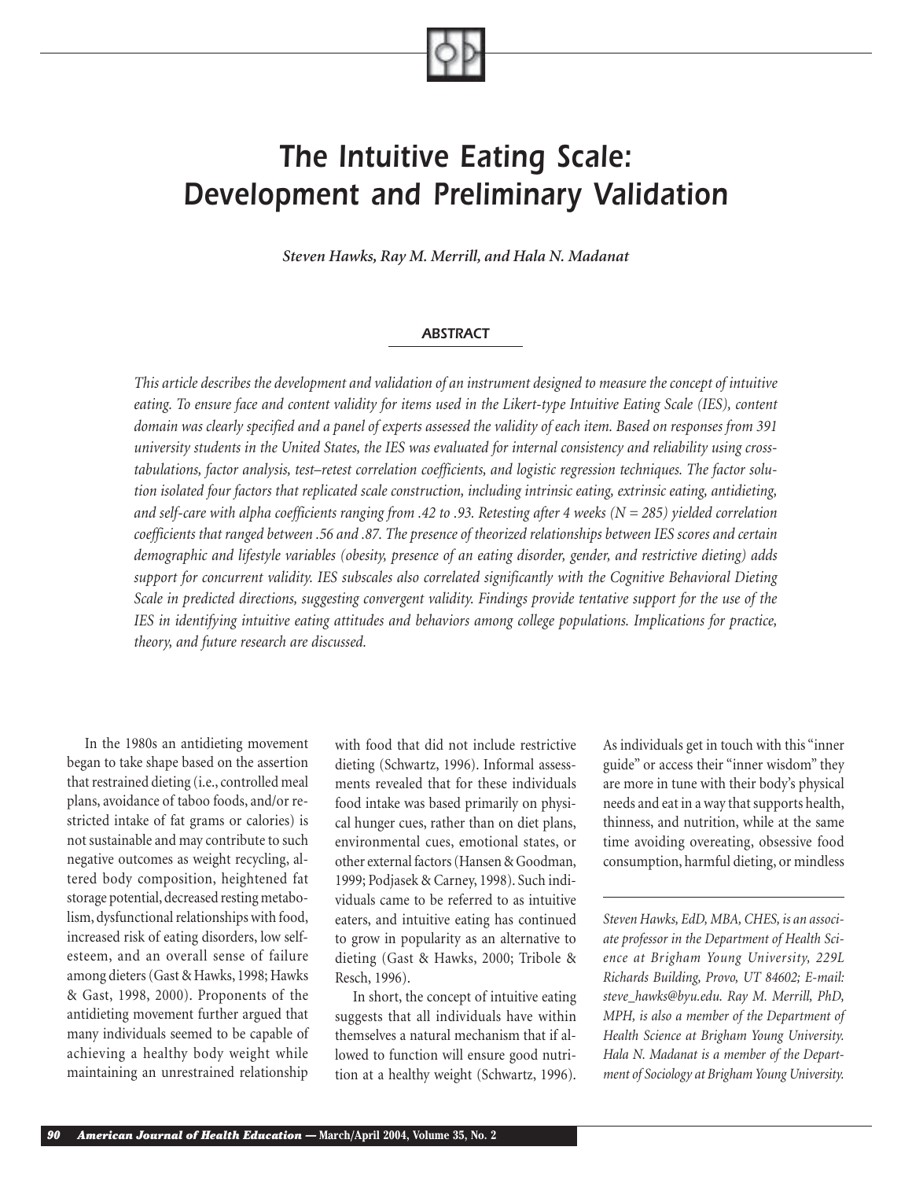# The Intuitive Eating Scale: Development and Preliminary Validation

***Steven Hawks, Ray M. Merrill, and Hala N. Madanat***

## ABSTRACT

*This article describes the development and validation of an instrument designed to measure the concept of intuitive eating. To ensure face and content validity for items used in the Likert-type Intuitive Eating Scale (IES), content domain was clearly specified and a panel of experts assessed the validity of each item. Based on responses from 391 university students in the United States, the IES was evaluated for internal consistency and reliability using cross-tabulations, factor analysis, test–retest correlation coefficients, and logistic regression techniques. The factor solution isolated four factors that replicated scale construction, including intrinsic eating, extrinsic eating, antidieting, and self-care with alpha coefficients ranging from .42 to .93. Retesting after 4 weeks (N = 285) yielded correlation coefficients that ranged between .56 and .87. The presence of theorized relationships between IES scores and certain demographic and lifestyle variables (obesity, presence of an eating disorder, gender, and restrictive dieting) adds support for concurrent validity. IES subscales also correlated significantly with the Cognitive Behavioral Dieting Scale in predicted directions, suggesting convergent validity. Findings provide tentative support for the use of the IES in identifying intuitive eating attitudes and behaviors among college populations. Implications for practice, theory, and future research are discussed.*

In the 1980s an antidieting movement began to take shape based on the assertion that restrained dieting (i.e., controlled meal plans, avoidance of taboo foods, and/or restricted intake of fat grams or calories) is not sustainable and may contribute to such negative outcomes as weight recycling, altered body composition, heightened fat storage potential, decreased resting metabolism, dysfunctional relationships with food, increased risk of eating disorders, low self-esteem, and an overall sense of failure among dieters (Gast & Hawks, 1998; Hawks & Gast, 1998, 2000). Proponents of the antidieting movement further argued that many individuals seemed to be capable of achieving a healthy body weight while maintaining an unrestrained relationship with food that did not include restrictive dieting (Schwartz, 1996). Informal assessments revealed that for these individuals food intake was based primarily on physical hunger cues, rather than on diet plans, environmental cues, emotional states, or other external factors (Hansen & Goodman, 1999; Podjasek & Carney, 1998). Such individuals came to be referred to as intuitive eaters, and intuitive eating has continued to grow in popularity as an alternative to dieting (Gast & Hawks, 2000; Tribole & Resch, 1996).

In short, the concept of intuitive eating suggests that all individuals have within themselves a natural mechanism that if allowed to function will ensure good nutrition at a healthy weight (Schwartz, 1996). As individuals get in touch with this "inner guide" or access their "inner wisdom" they are more in tune with their body's physical needs and eat in a way that supports health, thinness, and nutrition, while at the same time avoiding overeating, obsessive food consumption, harmful dieting, or mindless

*Steven Hawks, EdD, MBA, CHES, is an associate professor in the Department of Health Science at Brigham Young University, 229L Richards Building, Provo, UT 84602; E-mail: steve_hawks@byu.edu. Ray M. Merrill, PhD, MPH, is also a member of the Department of Health Science at Brigham Young University. Hala N. Madanat is a member of the Department of Sociology at Brigham Young University.*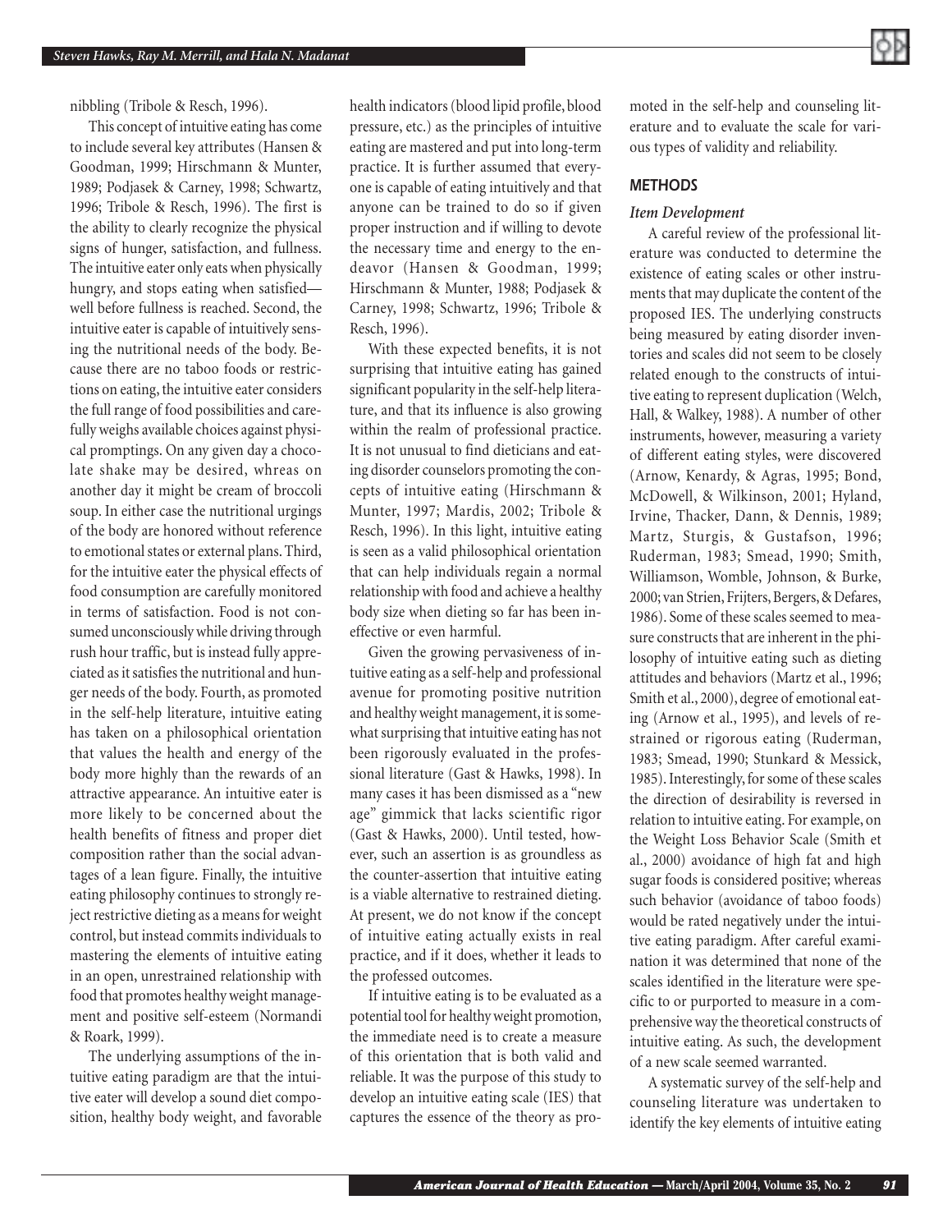nibbling (Tribole & Resch, 1996).

This concept of intuitive eating has come to include several key attributes (Hansen & Goodman, 1999; Hirschmann & Munter, 1989; Podjasek & Carney, 1998; Schwartz, 1996; Tribole & Resch, 1996). The first is the ability to clearly recognize the physical signs of hunger, satisfaction, and fullness. The intuitive eater only eats when physically hungry, and stops eating when satisfied—well before fullness is reached. Second, the intuitive eater is capable of intuitively sensing the nutritional needs of the body. Because there are no taboo foods or restrictions on eating, the intuitive eater considers the full range of food possibilities and carefully weighs available choices against physical promptings. On any given day a chocolate shake may be desired, whreas on another day it might be cream of broccoli soup. In either case the nutritional urgings of the body are honored without reference to emotional states or external plans. Third, for the intuitive eater the physical effects of food consumption are carefully monitored in terms of satisfaction. Food is not consumed unconsciously while driving through rush hour traffic, but is instead fully appreciated as it satisfies the nutritional and hunger needs of the body. Fourth, as promoted in the self-help literature, intuitive eating has taken on a philosophical orientation that values the health and energy of the body more highly than the rewards of an attractive appearance. An intuitive eater is more likely to be concerned about the health benefits of fitness and proper diet composition rather than the social advantages of a lean figure. Finally, the intuitive eating philosophy continues to strongly reject restrictive dieting as a means for weight control, but instead commits individuals to mastering the elements of intuitive eating in an open, unrestrained relationship with food that promotes healthy weight management and positive self-esteem (Normandi & Roark, 1999).

The underlying assumptions of the intuitive eating paradigm are that the intuitive eater will develop a sound diet composition, healthy body weight, and favorable health indicators (blood lipid profile, blood pressure, etc.) as the principles of intuitive eating are mastered and put into long-term practice. It is further assumed that everyone is capable of eating intuitively and that anyone can be trained to do so if given proper instruction and if willing to devote the necessary time and energy to the endeavor (Hansen & Goodman, 1999; Hirschmann & Munter, 1988; Podjasek & Carney, 1998; Schwartz, 1996; Tribole & Resch, 1996).

With these expected benefits, it is not surprising that intuitive eating has gained significant popularity in the self-help literature, and that its influence is also growing within the realm of professional practice. It is not unusual to find dieticians and eating disorder counselors promoting the concepts of intuitive eating (Hirschmann & Munter, 1997; Mardis, 2002; Tribole & Resch, 1996). In this light, intuitive eating is seen as a valid philosophical orientation that can help individuals regain a normal relationship with food and achieve a healthy body size when dieting so far has been ineffective or even harmful.

Given the growing pervasiveness of intuitive eating as a self-help and professional avenue for promoting positive nutrition and healthy weight management, it is somewhat surprising that intuitive eating has not been rigorously evaluated in the professional literature (Gast & Hawks, 1998). In many cases it has been dismissed as a "new age" gimmick that lacks scientific rigor (Gast & Hawks, 2000). Until tested, however, such an assertion is as groundless as the counter-assertion that intuitive eating is a viable alternative to restrained dieting. At present, we do not know if the concept of intuitive eating actually exists in real practice, and if it does, whether it leads to the professed outcomes.

If intuitive eating is to be evaluated as a potential tool for healthy weight promotion, the immediate need is to create a measure of this orientation that is both valid and reliable. It was the purpose of this study to develop an intuitive eating scale (IES) that captures the essence of the theory as promoted in the self-help and counseling literature and to evaluate the scale for various types of validity and reliability.

## METHODS

### *Item Development*

A careful review of the professional literature was conducted to determine the existence of eating scales or other instruments that may duplicate the content of the proposed IES. The underlying constructs being measured by eating disorder inventories and scales did not seem to be closely related enough to the constructs of intuitive eating to represent duplication (Welch, Hall, & Walkey, 1988). A number of other instruments, however, measuring a variety of different eating styles, were discovered (Arnow, Kenardy, & Agras, 1995; Bond, McDowell, & Wilkinson, 2001; Hyland, Irvine, Thacker, Dann, & Dennis, 1989; Martz, Sturgis, & Gustafson, 1996; Ruderman, 1983; Smead, 1990; Smith, Williamson, Womble, Johnson, & Burke, 2000; van Strien, Frijters, Bergers, & Defares, 1986). Some of these scales seemed to measure constructs that are inherent in the philosophy of intuitive eating such as dieting attitudes and behaviors (Martz et al., 1996; Smith et al., 2000), degree of emotional eating (Arnow et al., 1995), and levels of restrained or rigorous eating (Ruderman, 1983; Smead, 1990; Stunkard & Messick, 1985). Interestingly, for some of these scales the direction of desirability is reversed in relation to intuitive eating. For example, on the Weight Loss Behavior Scale (Smith et al., 2000) avoidance of high fat and high sugar foods is considered positive; whereas such behavior (avoidance of taboo foods) would be rated negatively under the intuitive eating paradigm. After careful examination it was determined that none of the scales identified in the literature were specific to or purported to measure in a comprehensive way the theoretical constructs of intuitive eating. As such, the development of a new scale seemed warranted.

A systematic survey of the self-help and counseling literature was undertaken to identify the key elements of intuitive eating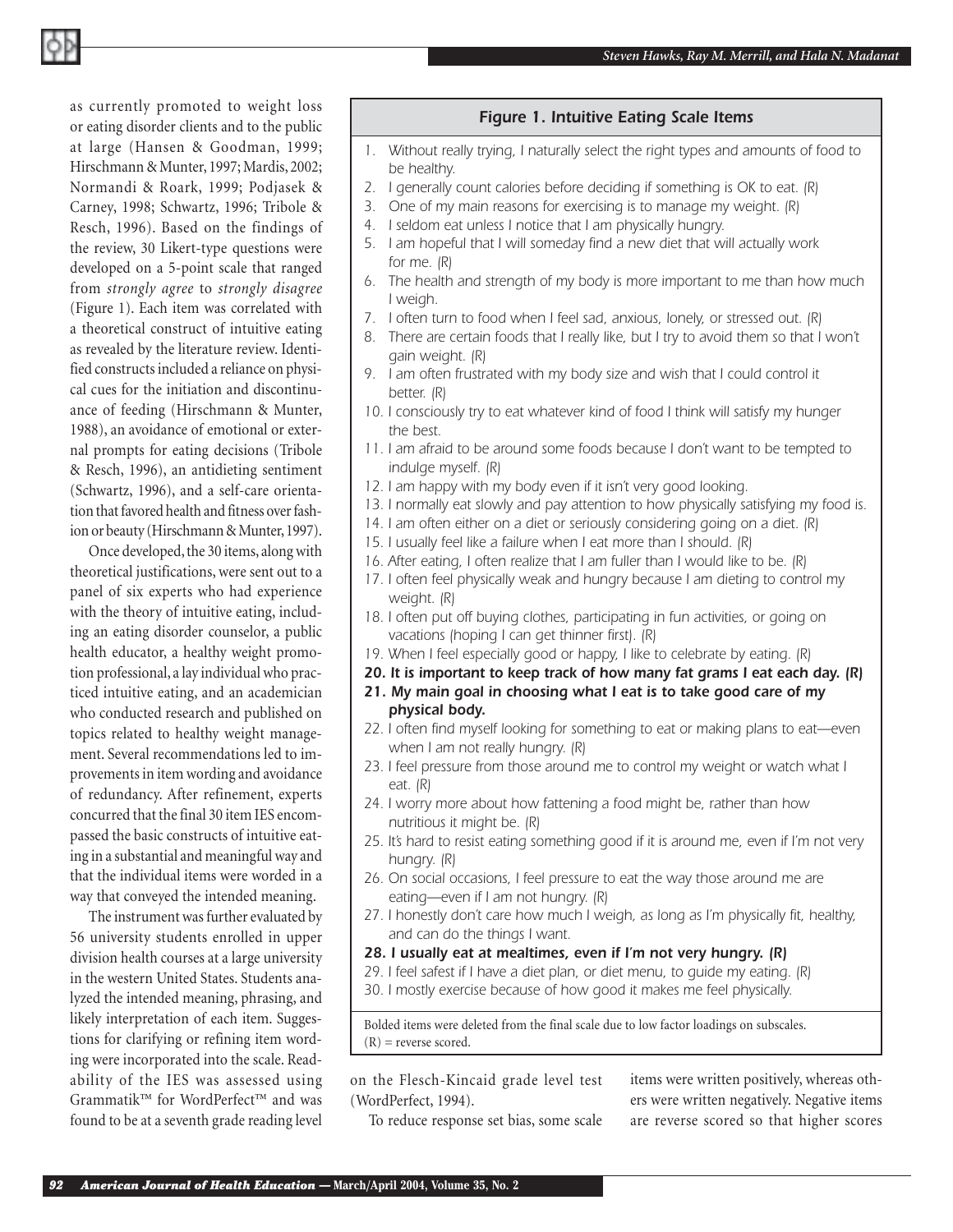as currently promoted to weight loss or eating disorder clients and to the public at large (Hansen & Goodman, 1999; Hirschmann & Munter, 1997; Mardis, 2002; Normandi & Roark, 1999; Podjasek & Carney, 1998; Schwartz, 1996; Tribole & Resch, 1996). Based on the findings of the review, 30 Likert-type questions were developed on a 5-point scale that ranged from *strongly agree* to *strongly disagree* (Figure 1). Each item was correlated with a theoretical construct of intuitive eating as revealed by the literature review. Identified constructs included a reliance on physical cues for the initiation and discontinuance of feeding (Hirschmann & Munter, 1988), an avoidance of emotional or external prompts for eating decisions (Tribole & Resch, 1996), an antidieting sentiment (Schwartz, 1996), and a self-care orientation that favored health and fitness over fashion or beauty (Hirschmann & Munter, 1997).

Once developed, the 30 items, along with theoretical justifications, were sent out to a panel of six experts who had experience with the theory of intuitive eating, including an eating disorder counselor, a public health educator, a healthy weight promotion professional, a lay individual who practiced intuitive eating, and an academician who conducted research and published on topics related to healthy weight management. Several recommendations led to improvements in item wording and avoidance of redundancy. After refinement, experts concurred that the final 30 item IES encompassed the basic constructs of intuitive eating in a substantial and meaningful way and that the individual items were worded in a way that conveyed the intended meaning.

The instrument was further evaluated by 56 university students enrolled in upper division health courses at a large university in the western United States. Students analyzed the intended meaning, phrasing, and likely interpretation of each item. Suggestions for clarifying or refining item wording were incorporated into the scale. Readability of the IES was assessed using Grammatik™ for WordPerfect™ and was found to be at a seventh grade reading level on the Flesch-Kincaid grade level test (WordPerfect, 1994).

To reduce response set bias, some scale items were written positively, whereas others were written negatively. Negative items are reverse scored so that higher scores

### Figure 1. Intuitive Eating Scale Items

1. *Without really trying, I naturally select the right types and amounts of food to be healthy.*
2. *I generally count calories before deciding if something is OK to eat. (R)*
3. *One of my main reasons for exercising is to manage my weight. (R)*
4. *I seldom eat unless I notice that I am physically hungry.*
5. *I am hopeful that I will someday find a new diet that will actually work for me. (R)*
6. *The health and strength of my body is more important to me than how much I weigh.*
7. *I often turn to food when I feel sad, anxious, lonely, or stressed out. (R)*
8. *There are certain foods that I really like, but I try to avoid them so that I won't gain weight. (R)*
9. *I am often frustrated with my body size and wish that I could control it better. (R)*
10. *I consciously try to eat whatever kind of food I think will satisfy my hunger the best.*
11. *I am afraid to be around some foods because I don't want to be tempted to indulge myself. (R)*
12. *I am happy with my body even if it isn't very good looking.*
13. *I normally eat slowly and pay attention to how physically satisfying my food is.*
14. *I am often either on a diet or seriously considering going on a diet. (R)*
15. *I usually feel like a failure when I eat more than I should. (R)*
16. *After eating, I often realize that I am fuller than I would like to be. (R)*
17. *I often feel physically weak and hungry because I am dieting to control my weight. (R)*
18. *I often put off buying clothes, participating in fun activities, or going on vacations (hoping I can get thinner first). (R)*
19. *When I feel especially good or happy, I like to celebrate by eating. (R)*
20. ***It is important to keep track of how many fat grams I eat each day. (R)***
21. ***My main goal in choosing what I eat is to take good care of my physical body.***
22. *I often find myself looking for something to eat or making plans to eat—even when I am not really hungry. (R)*
23. *I feel pressure from those around me to control my weight or watch what I eat. (R)*
24. *I worry more about how fattening a food might be, rather than how nutritious it might be. (R)*
25. *It's hard to resist eating something good if it is around me, even if I'm not very hungry. (R)*
26. *On social occasions, I feel pressure to eat the way those around me are eating—even if I am not hungry. (R)*
27. *I honestly don't care how much I weigh, as long as I'm physically fit, healthy, and can do the things I want.*
28. ***I usually eat at mealtimes, even if I'm not very hungry. (R)***
29. *I feel safest if I have a diet plan, or diet menu, to guide my eating. (R)*
30. *I mostly exercise because of how good it makes me feel physically.*

Bolded items were deleted from the final scale due to low factor loadings on subscales.
(R) = reverse scored.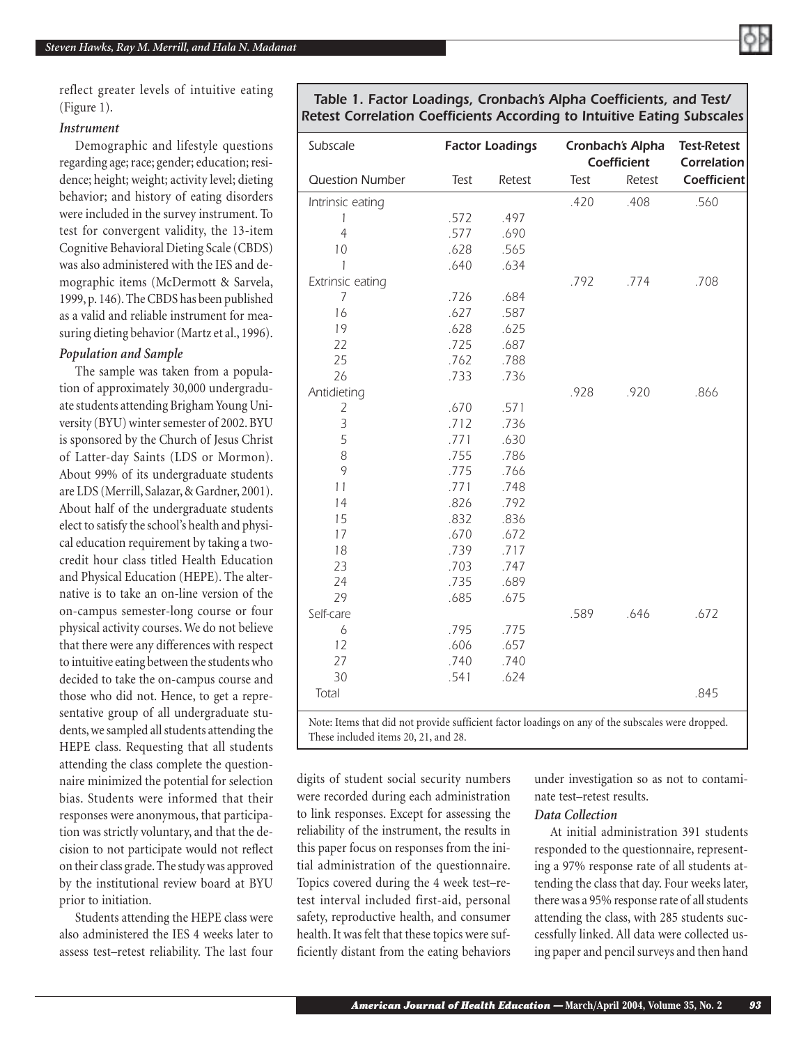reflect greater levels of intuitive eating (Figure 1).

### *Instrument*

Demographic and lifestyle questions regarding age; race; gender; education; residence; height; weight; activity level; dieting behavior; and history of eating disorders were included in the survey instrument. To test for convergent validity, the 13-item Cognitive Behavioral Dieting Scale (CBDS) was also administered with the IES and demographic items (McDermott & Sarvela, 1999, p. 146). The CBDS has been published as a valid and reliable instrument for measuring dieting behavior (Martz et al., 1996).

### *Population and Sample*

The sample was taken from a population of approximately 30,000 undergraduate students attending Brigham Young University (BYU) winter semester of 2002. BYU is sponsored by the Church of Jesus Christ of Latter-day Saints (LDS or Mormon). About 99% of its undergraduate students are LDS (Merrill, Salazar, & Gardner, 2001). About half of the undergraduate students elect to satisfy the school's health and physical education requirement by taking a two-credit hour class titled Health Education and Physical Education (HEPE). The alternative is to take an on-line version of the on-campus semester-long course or four physical activity courses. We do not believe that there were any differences with respect to intuitive eating between the students who decided to take the on-campus course and those who did not. Hence, to get a representative group of all undergraduate students, we sampled all students attending the HEPE class. Requesting that all students attending the class complete the questionnaire minimized the potential for selection bias. Students were informed that their responses were anonymous, that participation was strictly voluntary, and that the decision to not participate would not reflect on their class grade. The study was approved by the institutional review board at BYU prior to initiation.

Students attending the HEPE class were also administered the IES 4 weeks later to assess test–retest reliability. The last four digits of student social security numbers were recorded during each administration to link responses. Except for assessing the reliability of the instrument, the results in this paper focus on responses from the initial administration of the questionnaire. Topics covered during the 4 week test–retest interval included first-aid, personal safety, reproductive health, and consumer health. It was felt that these topics were sufficiently distant from the eating behaviors under investigation so as not to contaminate test–retest results.

**Table 1. Factor Loadings, Cronbach's Alpha Coefficients, and Test/Retest Correlation Coefficients According to Intuitive Eating Subscales**

| Subscale | Factor Loadings | | Cronbach's Alpha Coefficient | | Test-Retest Correlation Coefficient |
|---|---|---|---|---|---|
| Question Number | Test | Retest | Test | Retest | |
| Intrinsic eating | | | .420 | .408 | .560 |
| 1 | .572 | .497 | | | |
| 4 | .577 | .690 | | | |
| 10 | .628 | .565 | | | |
| 1 | .640 | .634 | | | |
| Extrinsic eating | | | .792 | .774 | .708 |
| 7 | .726 | .684 | | | |
| 16 | .627 | .587 | | | |
| 19 | .628 | .625 | | | |
| 22 | .725 | .687 | | | |
| 25 | .762 | .788 | | | |
| 26 | .733 | .736 | | | |
| Antidieting | | | .928 | .920 | .866 |
| 2 | .670 | .571 | | | |
| 3 | .712 | .736 | | | |
| 5 | .771 | .630 | | | |
| 8 | .755 | .786 | | | |
| 9 | .775 | .766 | | | |
| 11 | .771 | .748 | | | |
| 14 | .826 | .792 | | | |
| 15 | .832 | .836 | | | |
| 17 | .670 | .672 | | | |
| 18 | .739 | .717 | | | |
| 23 | .703 | .747 | | | |
| 24 | .735 | .689 | | | |
| 29 | .685 | .675 | | | |
| Self-care | | | .589 | .646 | .672 |
| 6 | .795 | .775 | | | |
| 12 | .606 | .657 | | | |
| 27 | .740 | .740 | | | |
| 30 | .541 | .624 | | | |
| Total | | | | | .845 |

Note: Items that did not provide sufficient factor loadings on any of the subscales were dropped. These included items 20, 21, and 28.

### *Data Collection*

At initial administration 391 students responded to the questionnaire, representing a 97% response rate of all students attending the class that day. Four weeks later, there was a 95% response rate of all students attending the class, with 285 students successfully linked. All data were collected using paper and pencil surveys and then hand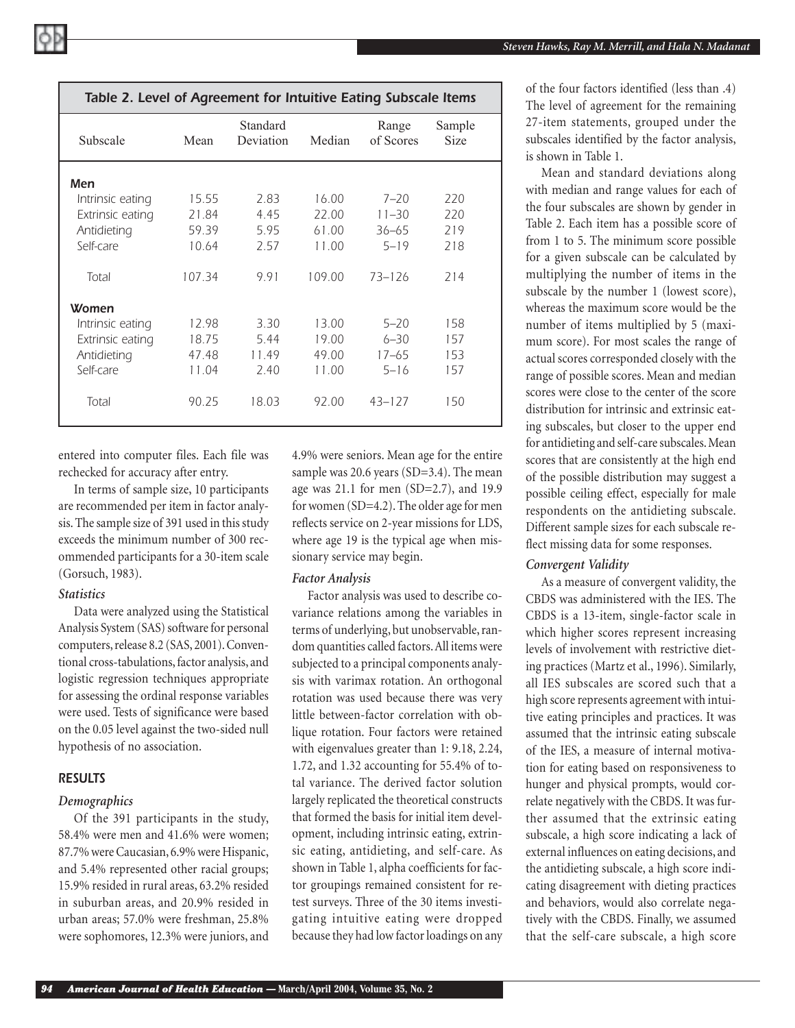**Table 2. Level of Agreement for Intuitive Eating Subscale Items**

| Subscale | Mean | Standard Deviation | Median | Range of Scores | Sample Size |
|---|---|---|---|---|---|
| **Men** | | | | | |
| Intrinsic eating | 15.55 | 2.83 | 16.00 | 7–20 | 220 |
| Extrinsic eating | 21.84 | 4.45 | 22.00 | 11–30 | 220 |
| Antidieting | 59.39 | 5.95 | 61.00 | 36–65 | 219 |
| Self-care | 10.64 | 2.57 | 11.00 | 5–19 | 218 |
| Total | 107.34 | 9.91 | 109.00 | 73–126 | 214 |
| **Women** | | | | | |
| Intrinsic eating | 12.98 | 3.30 | 13.00 | 5–20 | 158 |
| Extrinsic eating | 18.75 | 5.44 | 19.00 | 6–30 | 157 |
| Antidieting | 47.48 | 11.49 | 49.00 | 17–65 | 153 |
| Self-care | 11.04 | 2.40 | 11.00 | 5–16 | 157 |
| Total | 90.25 | 18.03 | 92.00 | 43–127 | 150 |

entered into computer files. Each file was rechecked for accuracy after entry.

In terms of sample size, 10 participants are recommended per item in factor analysis. The sample size of 391 used in this study exceeds the minimum number of 300 recommended participants for a 30-item scale (Gorsuch, 1983).

### *Statistics*

Data were analyzed using the Statistical Analysis System (SAS) software for personal computers, release 8.2 (SAS, 2001). Conventional cross-tabulations, factor analysis, and logistic regression techniques appropriate for assessing the ordinal response variables were used. Tests of significance were based on the 0.05 level against the two-sided null hypothesis of no association.

## RESULTS

### *Demographics*

Of the 391 participants in the study, 58.4% were men and 41.6% were women; 87.7% were Caucasian, 6.9% were Hispanic, and 5.4% represented other racial groups; 15.9% resided in rural areas, 63.2% resided in suburban areas, and 20.9% resided in urban areas; 57.0% were freshman, 25.8% were sophomores, 12.3% were juniors, and 4.9% were seniors. Mean age for the entire sample was 20.6 years (SD=3.4). The mean age was 21.1 for men (SD=2.7), and 19.9 for women (SD=4.2). The older age for men reflects service on 2-year missions for LDS, where age 19 is the typical age when missionary service may begin.

### *Factor Analysis*

Factor analysis was used to describe covariance relations among the variables in terms of underlying, but unobservable, random quantities called factors. All items were subjected to a principal components analysis with varimax rotation. An orthogonal rotation was used because there was very little between-factor correlation with oblique rotation. Four factors were retained with eigenvalues greater than 1: 9.18, 2.24, 1.72, and 1.32 accounting for 55.4% of total variance. The derived factor solution largely replicated the theoretical constructs that formed the basis for initial item development, including intrinsic eating, extrinsic eating, antidieting, and self-care. As shown in Table 1, alpha coefficients for factor groupings remained consistent for retest surveys. Three of the 30 items investigating intuitive eating were dropped because they had low factor loadings on any of the four factors identified (less than .4) The level of agreement for the remaining 27-item statements, grouped under the subscales identified by the factor analysis, is shown in Table 1.

Mean and standard deviations along with median and range values for each of the four subscales are shown by gender in Table 2. Each item has a possible score of from 1 to 5. The minimum score possible for a given subscale can be calculated by multiplying the number of items in the subscale by the number 1 (lowest score), whereas the maximum score would be the number of items multiplied by 5 (maximum score). For most scales the range of actual scores corresponded closely with the range of possible scores. Mean and median scores were close to the center of the score distribution for intrinsic and extrinsic eating subscales, but closer to the upper end for antidieting and self-care subscales. Mean scores that are consistently at the high end of the possible distribution may suggest a possible ceiling effect, especially for male respondents on the antidieting subscale. Different sample sizes for each subscale reflect missing data for some responses.

### *Convergent Validity*

As a measure of convergent validity, the CBDS was administered with the IES. The CBDS is a 13-item, single-factor scale in which higher scores represent increasing levels of involvement with restrictive dieting practices (Martz et al., 1996). Similarly, all IES subscales are scored such that a high score represents agreement with intuitive eating principles and practices. It was assumed that the intrinsic eating subscale of the IES, a measure of internal motivation for eating based on responsiveness to hunger and physical prompts, would correlate negatively with the CBDS. It was further assumed that the extrinsic eating subscale, a high score indicating a lack of external influences on eating decisions, and the antidieting subscale, a high score indicating disagreement with dieting practices and behaviors, would also correlate negatively with the CBDS. Finally, we assumed that the self-care subscale, a high score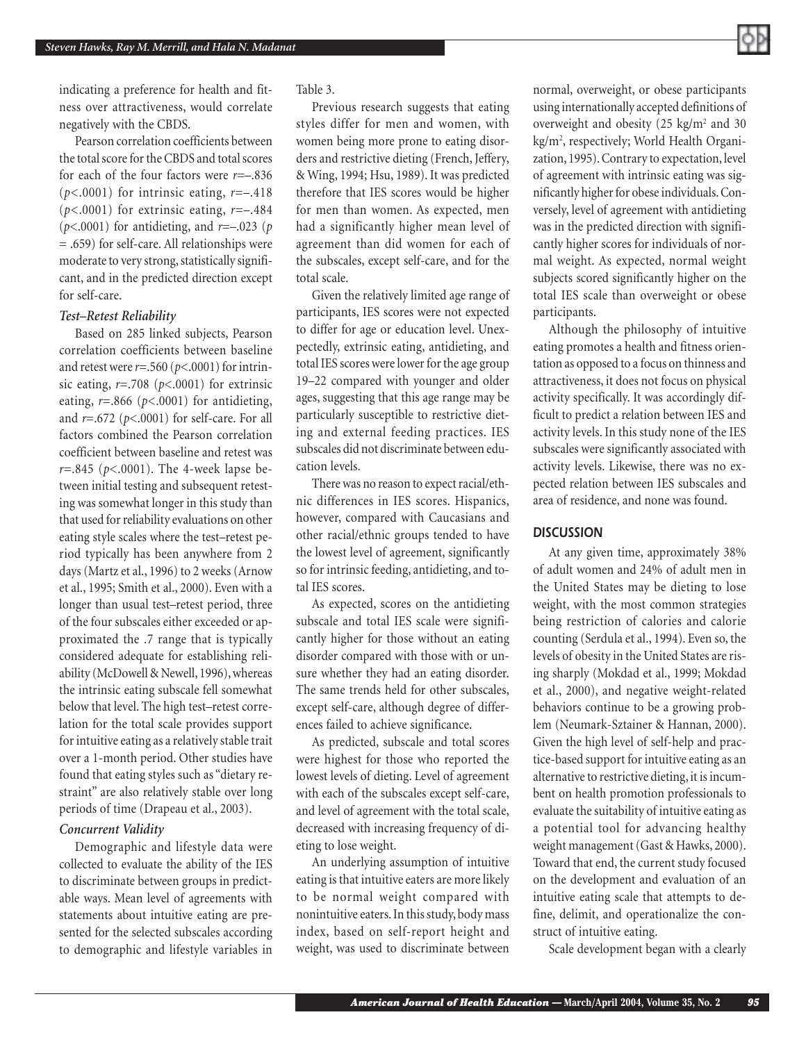indicating a preference for health and fitness over attractiveness, would correlate negatively with the CBDS.

Pearson correlation coefficients between the total score for the CBDS and total scores for each of the four factors were $r=-.836$ ($p<.0001$) for intrinsic eating, $r=-.418$ ($p<.0001$) for extrinsic eating, $r=-.484$ ($p<.0001$) for antidieting, and $r=-.023$ ($p = .659$) for self-care. All relationships were moderate to very strong, statistically significant, and in the predicted direction except for self-care.

### *Test–Retest Reliability*

Based on 285 linked subjects, Pearson correlation coefficients between baseline and retest were $r=.560$ ($p<.0001$) for intrinsic eating, $r=.708$ ($p<.0001$) for extrinsic eating, $r=.866$ ($p<.0001$) for antidieting, and $r=.672$ ($p<.0001$) for self-care. For all factors combined the Pearson correlation coefficient between baseline and retest was $r=.845$ ($p<.0001$). The 4-week lapse between initial testing and subsequent retesting was somewhat longer in this study than that used for reliability evaluations on other eating style scales where the test–retest period typically has been anywhere from 2 days (Martz et al., 1996) to 2 weeks (Arnow et al., 1995; Smith et al., 2000). Even with a longer than usual test–retest period, three of the four subscales either exceeded or approximated the .7 range that is typically considered adequate for establishing reliability (McDowell & Newell, 1996), whereas the intrinsic eating subscale fell somewhat below that level. The high test–retest correlation for the total scale provides support for intuitive eating as a relatively stable trait over a 1-month period. Other studies have found that eating styles such as "dietary restraint" are also relatively stable over long periods of time (Drapeau et al., 2003).

### *Concurrent Validity*

Demographic and lifestyle data were collected to evaluate the ability of the IES to discriminate between groups in predictable ways. Mean level of agreements with statements about intuitive eating are presented for the selected subscales according to demographic and lifestyle variables in Table 3.

Previous research suggests that eating styles differ for men and women, with women being more prone to eating disorders and restrictive dieting (French, Jeffery, & Wing, 1994; Hsu, 1989). It was predicted therefore that IES scores would be higher for men than women. As expected, men had a significantly higher mean level of agreement than did women for each of the subscales, except self-care, and for the total scale.

Given the relatively limited age range of participants, IES scores were not expected to differ for age or education level. Unexpectedly, extrinsic eating, antidieting, and total IES scores were lower for the age group 19–22 compared with younger and older ages, suggesting that this age range may be particularly susceptible to restrictive dieting and external feeding practices. IES subscales did not discriminate between education levels.

There was no reason to expect racial/ethnic differences in IES scores. Hispanics, however, compared with Caucasians and other racial/ethnic groups tended to have the lowest level of agreement, significantly so for intrinsic feeding, antidieting, and total IES scores.

As expected, scores on the antidieting subscale and total IES scale were significantly higher for those without an eating disorder compared with those with or unsure whether they had an eating disorder. The same trends held for other subscales, except self-care, although degree of differences failed to achieve significance.

As predicted, subscale and total scores were highest for those who reported the lowest levels of dieting. Level of agreement with each of the subscales except self-care, and level of agreement with the total scale, decreased with increasing frequency of dieting to lose weight.

An underlying assumption of intuitive eating is that intuitive eaters are more likely to be normal weight compared with nonintuitive eaters. In this study, body mass index, based on self-report height and weight, was used to discriminate between normal, overweight, or obese participants using internationally accepted definitions of overweight and obesity (25 kg/m$^2$ and 30 kg/m$^2$, respectively; World Health Organization, 1995). Contrary to expectation, level of agreement with intrinsic eating was significantly higher for obese individuals. Conversely, level of agreement with antidieting was in the predicted direction with significantly higher scores for individuals of normal weight. As expected, normal weight subjects scored significantly higher on the total IES scale than overweight or obese participants.

Although the philosophy of intuitive eating promotes a health and fitness orientation as opposed to a focus on thinness and attractiveness, it does not focus on physical activity specifically. It was accordingly difficult to predict a relation between IES and activity levels. In this study none of the IES subscales were significantly associated with activity levels. Likewise, there was no expected relation between IES subscales and area of residence, and none was found.

## DISCUSSION

At any given time, approximately 38% of adult women and 24% of adult men in the United States may be dieting to lose weight, with the most common strategies being restriction of calories and calorie counting (Serdula et al., 1994). Even so, the levels of obesity in the United States are rising sharply (Mokdad et al., 1999; Mokdad et al., 2000), and negative weight-related behaviors continue to be a growing problem (Neumark-Sztainer & Hannan, 2000). Given the high level of self-help and practice-based support for intuitive eating as an alternative to restrictive dieting, it is incumbent on health promotion professionals to evaluate the suitability of intuitive eating as a potential tool for advancing healthy weight management (Gast & Hawks, 2000). Toward that end, the current study focused on the development and evaluation of an intuitive eating scale that attempts to define, delimit, and operationalize the construct of intuitive eating.

Scale development began with a clearly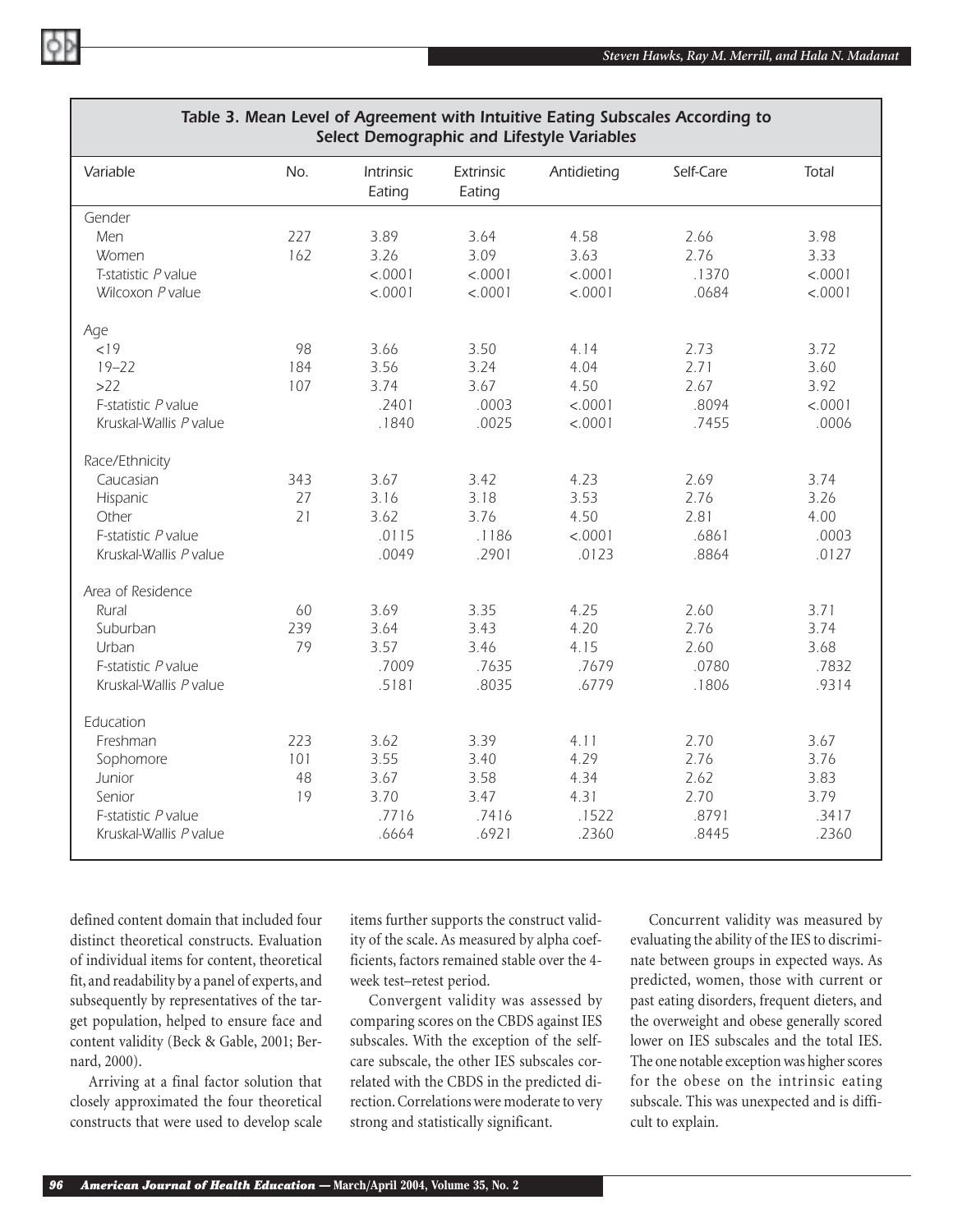**Table 3. Mean Level of Agreement with Intuitive Eating Subscales According to Select Demographic and Lifestyle Variables**

| Variable | No. | Intrinsic Eating | Extrinsic Eating | Antidieting | Self-Care | Total |
|---|---|---|---|---|---|---|
| Gender | | | | | | |
| Men | 227 | 3.89 | 3.64 | 4.58 | 2.66 | 3.98 |
| Women | 162 | 3.26 | 3.09 | 3.63 | 2.76 | 3.33 |
| T-statistic *P* value | | <.0001 | <.0001 | <.0001 | .1370 | <.0001 |
| Wilcoxon *P* value | | <.0001 | <.0001 | <.0001 | .0684 | <.0001 |
| Age | | | | | | |
| <19 | 98 | 3.66 | 3.50 | 4.14 | 2.73 | 3.72 |
| 19–22 | 184 | 3.56 | 3.24 | 4.04 | 2.71 | 3.60 |
| >22 | 107 | 3.74 | 3.67 | 4.50 | 2.67 | 3.92 |
| F-statistic *P* value | | .2401 | .0003 | <.0001 | .8094 | <.0001 |
| Kruskal-Wallis *P* value | | .1840 | .0025 | <.0001 | .7455 | .0006 |
| Race/Ethnicity | | | | | | |
| Caucasian | 343 | 3.67 | 3.42 | 4.23 | 2.69 | 3.74 |
| Hispanic | 27 | 3.16 | 3.18 | 3.53 | 2.76 | 3.26 |
| Other | 21 | 3.62 | 3.76 | 4.50 | 2.81 | 4.00 |
| F-statistic *P* value | | .0115 | .1186 | <.0001 | .6861 | .0003 |
| Kruskal-Wallis *P* value | | .0049 | .2901 | .0123 | .8864 | .0127 |
| Area of Residence | | | | | | |
| Rural | 60 | 3.69 | 3.35 | 4.25 | 2.60 | 3.71 |
| Suburban | 239 | 3.64 | 3.43 | 4.20 | 2.76 | 3.74 |
| Urban | 79 | 3.57 | 3.46 | 4.15 | 2.60 | 3.68 |
| F-statistic *P* value | | .7009 | .7635 | .7679 | .0780 | .7832 |
| Kruskal-Wallis *P* value | | .5181 | .8035 | .6779 | .1806 | .9314 |
| Education | | | | | | |
| Freshman | 223 | 3.62 | 3.39 | 4.11 | 2.70 | 3.67 |
| Sophomore | 101 | 3.55 | 3.40 | 4.29 | 2.76 | 3.76 |
| Junior | 48 | 3.67 | 3.58 | 4.34 | 2.62 | 3.83 |
| Senior | 19 | 3.70 | 3.47 | 4.31 | 2.70 | 3.79 |
| F-statistic *P* value | | .7716 | .7416 | .1522 | .8791 | .3417 |
| Kruskal-Wallis *P* value | | .6664 | .6921 | .2360 | .8445 | .2360 |

defined content domain that included four distinct theoretical constructs. Evaluation of individual items for content, theoretical fit, and readability by a panel of experts, and subsequently by representatives of the target population, helped to ensure face and content validity (Beck & Gable, 2001; Bernard, 2000).

Arriving at a final factor solution that closely approximated the four theoretical constructs that were used to develop scale items further supports the construct validity of the scale. As measured by alpha coefficients, factors remained stable over the 4-week test–retest period.

Convergent validity was assessed by comparing scores on the CBDS against IES subscales. With the exception of the self-care subscale, the other IES subscales correlated with the CBDS in the predicted direction. Correlations were moderate to very strong and statistically significant.

Concurrent validity was measured by evaluating the ability of the IES to discriminate between groups in expected ways. As predicted, women, those with current or past eating disorders, frequent dieters, and the overweight and obese generally scored lower on IES subscales and the total IES. The one notable exception was higher scores for the obese on the intrinsic eating subscale. This was unexpected and is difficult to explain.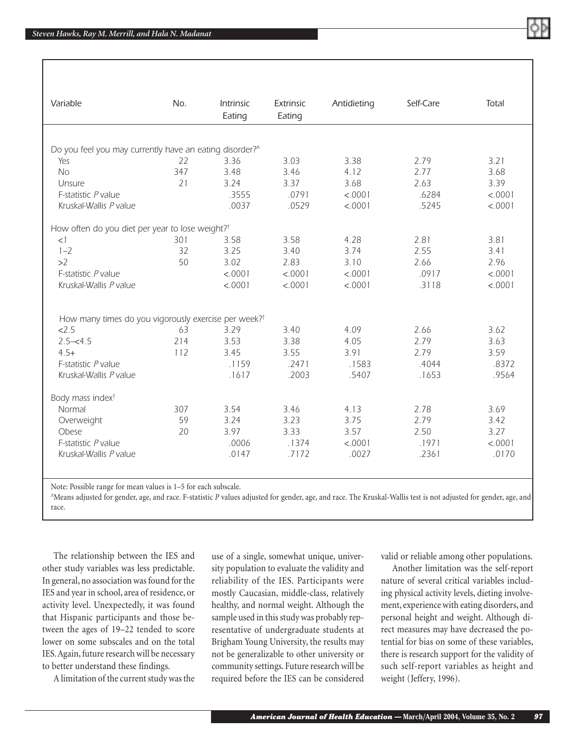| Variable | No. | Intrinsic Eating | Extrinsic Eating | Antidieting | Self-Care | Total |
|---|---|---|---|---|---|---|
| Do you feel you may currently have an eating disorder?[A] | | | | | | |
| Yes | 22 | 3.36 | 3.03 | 3.38 | 2.79 | 3.21 |
| No | 347 | 3.48 | 3.46 | 4.12 | 2.77 | 3.68 |
| Unsure | 21 | 3.24 | 3.37 | 3.68 | 2.63 | 3.39 |
| F-statistic *P* value | | .3555 | .0791 | <.0001 | .6284 | <.0001 |
| Kruskal-Wallis *P* value | | .0037 | .0529 | <.0001 | .5245 | <.0001 |
| How often do you diet per year to lose weight?[†] | | | | | | |
| <1 | 301 | 3.58 | 3.58 | 4.28 | 2.81 | 3.81 |
| 1–2 | 32 | 3.25 | 3.40 | 3.74 | 2.55 | 3.41 |
| >2 | 50 | 3.02 | 2.83 | 3.10 | 2.66 | 2.96 |
| F-statistic *P* value | | <.0001 | <.0001 | <.0001 | .0917 | <.0001 |
| Kruskal-Wallis *P* value | | <.0001 | <.0001 | <.0001 | .3118 | <.0001 |
| How many times do you vigorously exercise per week?[†] | | | | | | |
| <2.5 | 63 | 3.29 | 3.40 | 4.09 | 2.66 | 3.62 |
| 2.5–<4.5 | 214 | 3.53 | 3.38 | 4.05 | 2.79 | 3.63 |
| 4.5+ | 112 | 3.45 | 3.55 | 3.91 | 2.79 | 3.59 |
| F-statistic *P* value | | .1159 | .2471 | .1583 | .4044 | .8372 |
| Kruskal-Wallis *P* value | | .1617 | .2003 | .5407 | .1653 | .9564 |
| Body mass index[†] | | | | | | |
| Normal | 307 | 3.54 | 3.46 | 4.13 | 2.78 | 3.69 |
| Overweight | 59 | 3.24 | 3.23 | 3.75 | 2.79 | 3.42 |
| Obese | 20 | 3.97 | 3.33 | 3.57 | 2.50 | 3.27 |
| F-statistic *P* value | | .0006 | .1374 | <.0001 | .1971 | <.0001 |
| Kruskal-Wallis *P* value | | .0147 | .7172 | .0027 | .2361 | .0170 |

Note: Possible range for mean values is 1–5 for each subscale.

[A]Means adjusted for gender, age, and race. F-statistic *P* values adjusted for gender, age, and race. The Kruskal-Wallis test is not adjusted for gender, age, and race.

The relationship between the IES and other study variables was less predictable. In general, no association was found for the IES and year in school, area of residence, or activity level. Unexpectedly, it was found that Hispanic participants and those between the ages of 19–22 tended to score lower on some subscales and on the total IES. Again, future research will be necessary to better understand these findings.

A limitation of the current study was the use of a single, somewhat unique, university population to evaluate the validity and reliability of the IES. Participants were mostly Caucasian, middle-class, relatively healthy, and normal weight. Although the sample used in this study was probably representative of undergraduate students at Brigham Young University, the results may not be generalizable to other university or community settings. Future research will be required before the IES can be considered valid or reliable among other populations.

Another limitation was the self-report nature of several critical variables including physical activity levels, dieting involvement, experience with eating disorders, and personal height and weight. Although direct measures may have decreased the potential for bias on some of these variables, there is research support for the validity of such self-report variables as height and weight (Jeffery, 1996).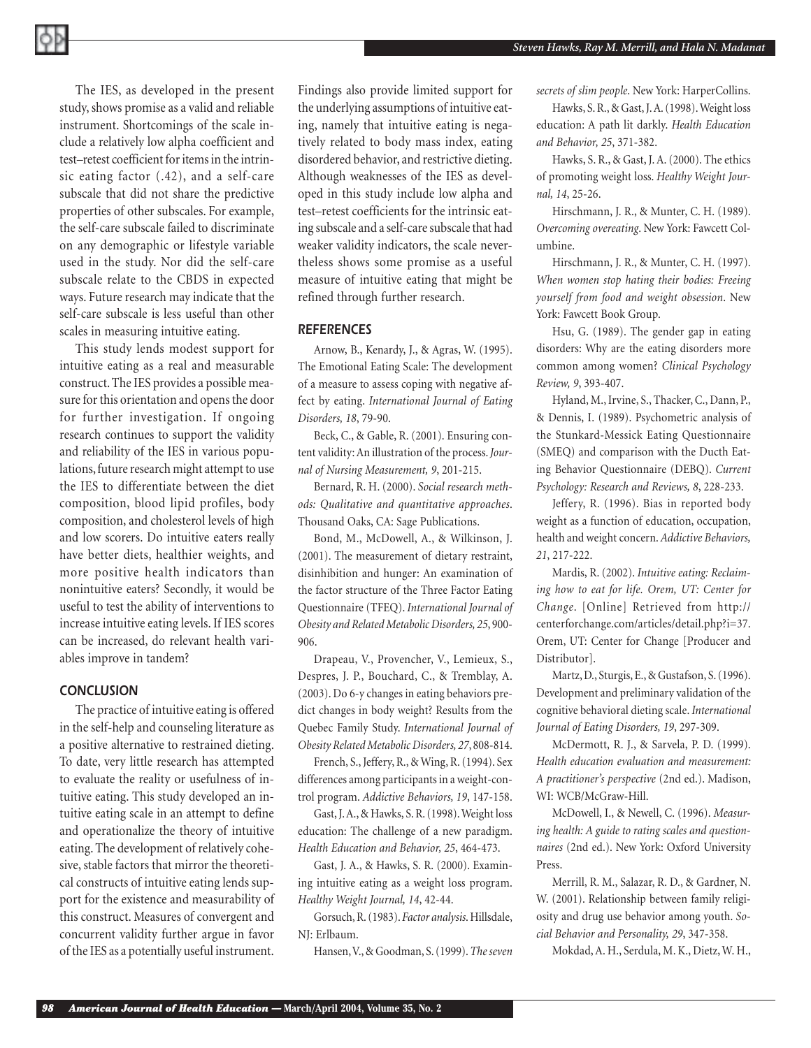The IES, as developed in the present study, shows promise as a valid and reliable instrument. Shortcomings of the scale include a relatively low alpha coefficient and test–retest coefficient for items in the intrinsic eating factor (.42), and a self-care subscale that did not share the predictive properties of other subscales. For example, the self-care subscale failed to discriminate on any demographic or lifestyle variable used in the study. Nor did the self-care subscale relate to the CBDS in expected ways. Future research may indicate that the self-care subscale is less useful than other scales in measuring intuitive eating.

This study lends modest support for intuitive eating as a real and measurable construct. The IES provides a possible measure for this orientation and opens the door for further investigation. If ongoing research continues to support the validity and reliability of the IES in various populations, future research might attempt to use the IES to differentiate between the diet composition, blood lipid profiles, body composition, and cholesterol levels of high and low scorers. Do intuitive eaters really have better diets, healthier weights, and more positive health indicators than nonintuitive eaters? Secondly, it would be useful to test the ability of interventions to increase intuitive eating levels. If IES scores can be increased, do relevant health variables improve in tandem?

## CONCLUSION

The practice of intuitive eating is offered in the self-help and counseling literature as a positive alternative to restrained dieting. To date, very little research has attempted to evaluate the reality or usefulness of intuitive eating. This study developed an intuitive eating scale in an attempt to define and operationalize the theory of intuitive eating. The development of relatively cohesive, stable factors that mirror the theoretical constructs of intuitive eating lends support for the existence and measurability of this construct. Measures of convergent and concurrent validity further argue in favor of the IES as a potentially useful instrument. Findings also provide limited support for the underlying assumptions of intuitive eating, namely that intuitive eating is negatively related to body mass index, eating disordered behavior, and restrictive dieting. Although weaknesses of the IES as developed in this study include low alpha and test–retest coefficients for the intrinsic eating subscale and a self-care subscale that had weaker validity indicators, the scale nevertheless shows some promise as a useful measure of intuitive eating that might be refined through further research.

## REFERENCES

Arnow, B., Kenardy, J., & Agras, W. (1995). The Emotional Eating Scale: The development of a measure to assess coping with negative affect by eating. *International Journal of Eating Disorders, 18*, 79-90.

Beck, C., & Gable, R. (2001). Ensuring content validity: An illustration of the process. *Journal of Nursing Measurement, 9*, 201-215.

Bernard, R. H. (2000). *Social research methods: Qualitative and quantitative approaches*. Thousand Oaks, CA: Sage Publications.

Bond, M., McDowell, A., & Wilkinson, J. (2001). The measurement of dietary restraint, disinhibition and hunger: An examination of the factor structure of the Three Factor Eating Questionnaire (TFEQ). *International Journal of Obesity and Related Metabolic Disorders, 25*, 900-906.

Drapeau, V., Provencher, V., Lemieux, S., Despres, J. P., Bouchard, C., & Tremblay, A. (2003). Do 6-y changes in eating behaviors predict changes in body weight? Results from the Quebec Family Study. *International Journal of Obesity Related Metabolic Disorders, 27*, 808-814.

French, S., Jeffery, R., & Wing, R. (1994). Sex differences among participants in a weight-control program. *Addictive Behaviors, 19*, 147-158.

Gast, J. A., & Hawks, S. R. (1998). Weight loss education: The challenge of a new paradigm. *Health Education and Behavior, 25*, 464-473.

Gast, J. A., & Hawks, S. R. (2000). Examining intuitive eating as a weight loss program. *Healthy Weight Journal, 14*, 42-44.

Gorsuch, R. (1983). *Factor analysis*. Hillsdale, NJ: Erlbaum.

Hansen, V., & Goodman, S. (1999). *The seven secrets of slim people*. New York: HarperCollins.

Hawks, S. R., & Gast, J. A. (1998). Weight loss education: A path lit darkly. *Health Education and Behavior, 25*, 371-382.

Hawks, S. R., & Gast, J. A. (2000). The ethics of promoting weight loss. *Healthy Weight Journal, 14*, 25-26.

Hirschmann, J. R., & Munter, C. H. (1989). *Overcoming overeating*. New York: Fawcett Columbine.

Hirschmann, J. R., & Munter, C. H. (1997). *When women stop hating their bodies: Freeing yourself from food and weight obsession*. New York: Fawcett Book Group.

Hsu, G. (1989). The gender gap in eating disorders: Why are the eating disorders more common among women? *Clinical Psychology Review, 9*, 393-407.

Hyland, M., Irvine, S., Thacker, C., Dann, P., & Dennis, I. (1989). Psychometric analysis of the Stunkard-Messick Eating Questionnaire (SMEQ) and comparison with the Ducth Eating Behavior Questionnaire (DEBQ). *Current Psychology: Research and Reviews, 8*, 228-233.

Jeffery, R. (1996). Bias in reported body weight as a function of education, occupation, health and weight concern. *Addictive Behaviors, 21*, 217-222.

Mardis, R. (2002). *Intuitive eating: Reclaiming how to eat for life. Orem, UT: Center for Change*. [Online] Retrieved from http://centerforchange.com/articles/detail.php?i=37. Orem, UT: Center for Change [Producer and Distributor].

Martz, D., Sturgis, E., & Gustafson, S. (1996). Development and preliminary validation of the cognitive behavioral dieting scale. *International Journal of Eating Disorders, 19*, 297-309.

McDermott, R. J., & Sarvela, P. D. (1999). *Health education evaluation and measurement: A practitioner's perspective* (2nd ed.). Madison, WI: WCB/McGraw-Hill.

McDowell, I., & Newell, C. (1996). *Measuring health: A guide to rating scales and questionnaires* (2nd ed.). New York: Oxford University Press.

Merrill, R. M., Salazar, R. D., & Gardner, N. W. (2001). Relationship between family religiosity and drug use behavior among youth. *Social Behavior and Personality, 29*, 347-358.

Mokdad, A. H., Serdula, M. K., Dietz, W. H.,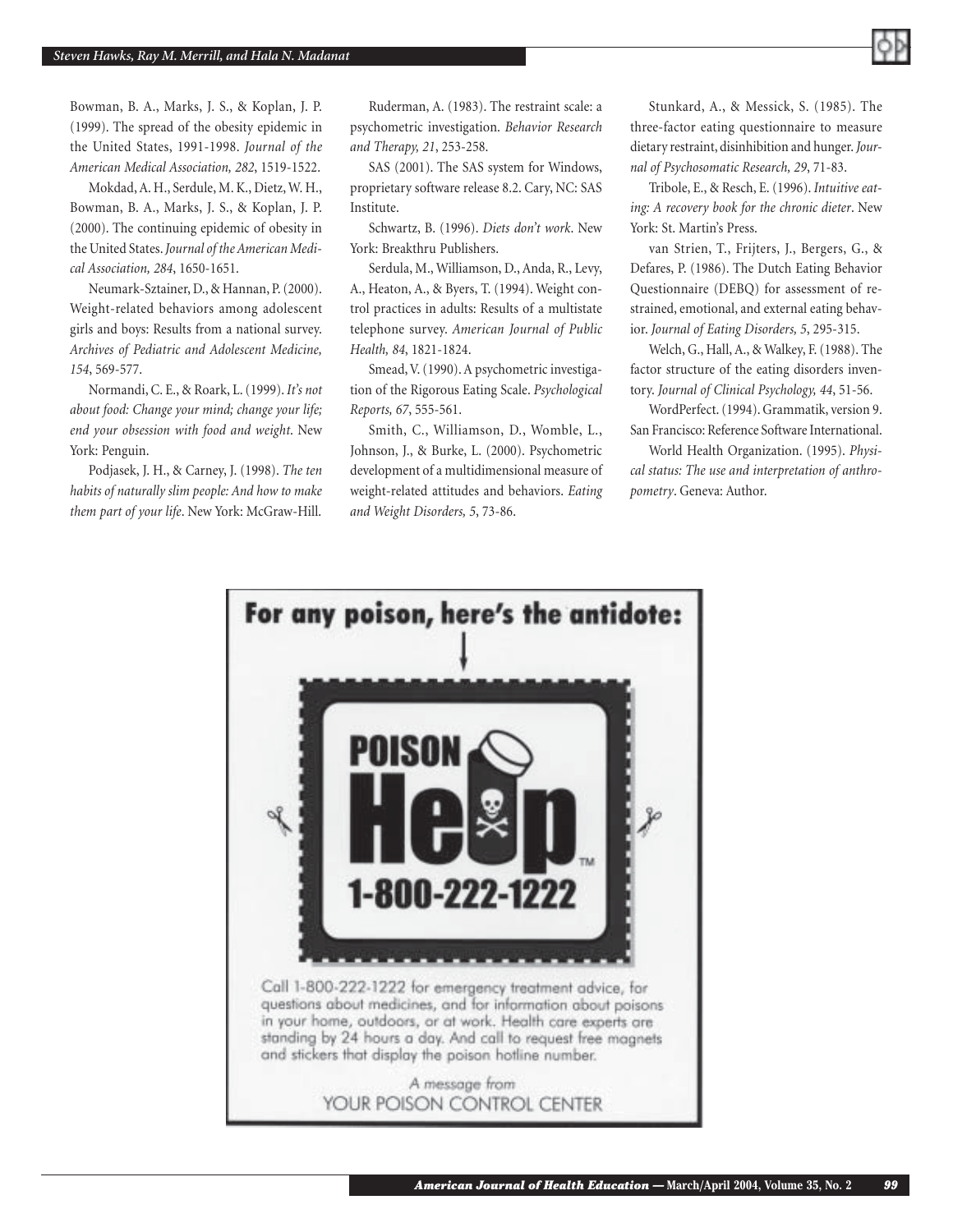Bowman, B. A., Marks, J. S., & Koplan, J. P. (1999). The spread of the obesity epidemic in the United States, 1991-1998. *Journal of the American Medical Association, 282*, 1519-1522.

Mokdad, A. H., Serdule, M. K., Dietz, W. H., Bowman, B. A., Marks, J. S., & Koplan, J. P. (2000). The continuing epidemic of obesity in the United States. *Journal of the American Medical Association, 284*, 1650-1651.

Neumark-Sztainer, D., & Hannan, P. (2000). Weight-related behaviors among adolescent girls and boys: Results from a national survey. *Archives of Pediatric and Adolescent Medicine, 154*, 569-577.

Normandi, C. E., & Roark, L. (1999). *It's not about food: Change your mind; change your life; end your obsession with food and weight*. New York: Penguin.

Podjasek, J. H., & Carney, J. (1998). *The ten habits of naturally slim people: And how to make them part of your life*. New York: McGraw-Hill.

Ruderman, A. (1983). The restraint scale: a psychometric investigation. *Behavior Research and Therapy, 21*, 253-258.

SAS (2001). The SAS system for Windows, proprietary software release 8.2. Cary, NC: SAS Institute.

Schwartz, B. (1996). *Diets don't work*. New York: Breakthru Publishers.

Serdula, M., Williamson, D., Anda, R., Levy, A., Heaton, A., & Byers, T. (1994). Weight control practices in adults: Results of a multistate telephone survey. *American Journal of Public Health, 84*, 1821-1824.

Smead, V. (1990). A psychometric investigation of the Rigorous Eating Scale. *Psychological Reports, 67*, 555-561.

Smith, C., Williamson, D., Womble, L., Johnson, J., & Burke, L. (2000). Psychometric development of a multidimensional measure of weight-related attitudes and behaviors. *Eating and Weight Disorders, 5*, 73-86.

Stunkard, A., & Messick, S. (1985). The three-factor eating questionnaire to measure dietary restraint, disinhibition and hunger. *Journal of Psychosomatic Research, 29*, 71-83.

Tribole, E., & Resch, E. (1996). *Intuitive eating: A recovery book for the chronic dieter*. New York: St. Martin's Press.

van Strien, T., Frijters, J., Bergers, G., & Defares, P. (1986). The Dutch Eating Behavior Questionnaire (DEBQ) for assessment of restrained, emotional, and external eating behavior. *Journal of Eating Disorders, 5*, 295-315.

Welch, G., Hall, A., & Walkey, F. (1988). The factor structure of the eating disorders inventory. *Journal of Clinical Psychology, 44*, 51-56.

WordPerfect. (1994). Grammatik, version 9. San Francisco: Reference Software International.

World Health Organization. (1995). *Physical status: The use and interpretation of anthropometry*. Geneva: Author.

**For any poison, here's the antidote:**

**POISON Help™**

**1-800-222-1222**

Call 1-800-222-1222 for emergency treatment advice, for questions about medicines, and for information about poisons in your home, outdoors, or at work. Health care experts are standing by 24 hours a day. And call to request free magnets and stickers that display the poison hotline number.

*A message from*
YOUR POISON CONTROL CENTER